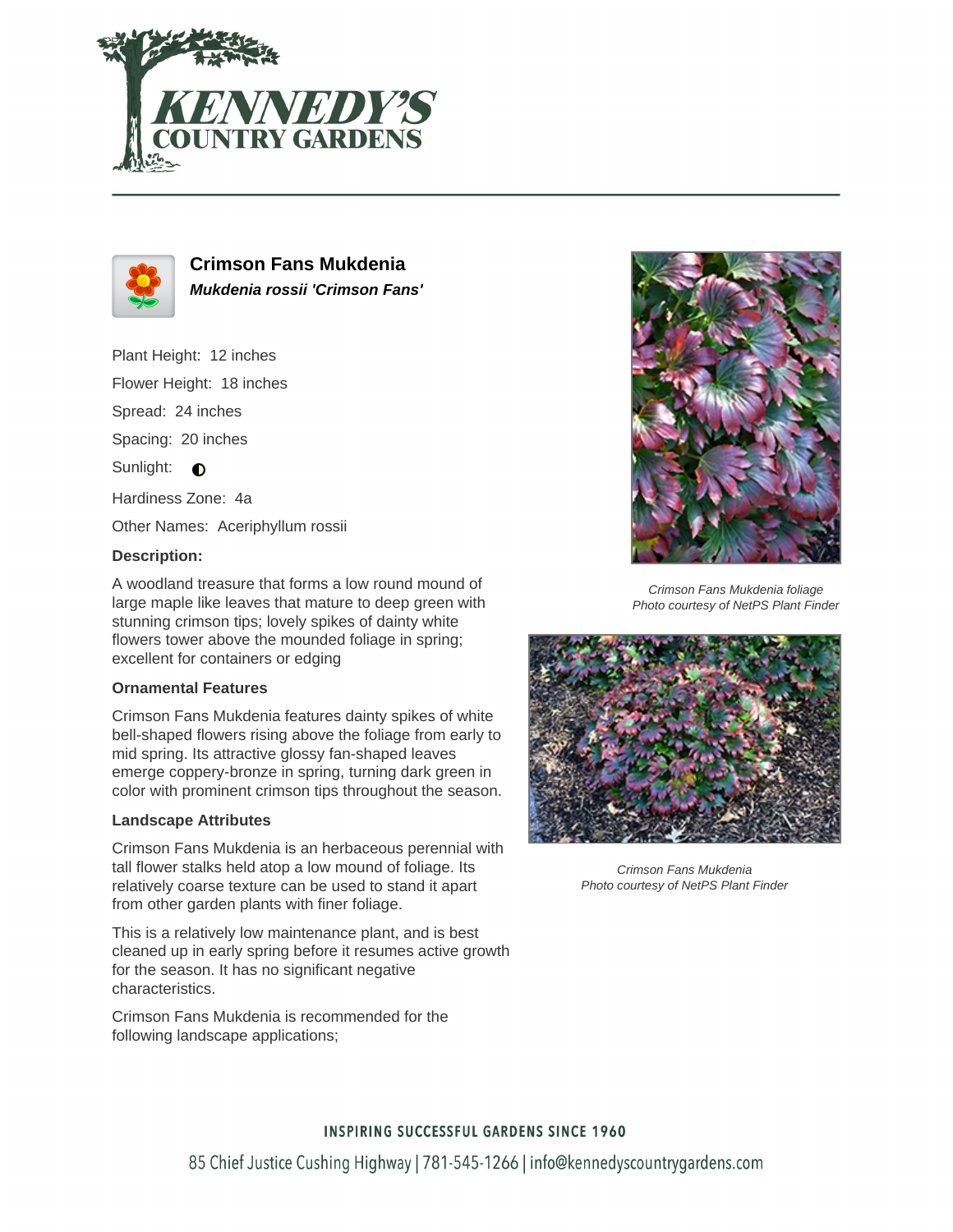# Crimson Fans Mukdenia

***Mukdenia rossii 'Crimson Fans'***

Plant Height: 12 inches

Flower Height: 18 inches

Spread: 24 inches

Spacing: 20 inches

Sunlight: ◐

Hardiness Zone: 4a

Other Names: Aceriphyllum rossii

**Description:**

A woodland treasure that forms a low round mound of large maple like leaves that mature to deep green with stunning crimson tips; lovely spikes of dainty white flowers tower above the mounded foliage in spring; excellent for containers or edging

### Ornamental Features

Crimson Fans Mukdenia features dainty spikes of white bell-shaped flowers rising above the foliage from early to mid spring. Its attractive glossy fan-shaped leaves emerge coppery-bronze in spring, turning dark green in color with prominent crimson tips throughout the season.

### Landscape Attributes

Crimson Fans Mukdenia is an herbaceous perennial with tall flower stalks held atop a low mound of foliage. Its relatively coarse texture can be used to stand it apart from other garden plants with finer foliage.

This is a relatively low maintenance plant, and is best cleaned up in early spring before it resumes active growth for the season. It has no significant negative characteristics.

Crimson Fans Mukdenia is recommended for the following landscape applications;

*Crimson Fans Mukdenia foliage*
*Photo courtesy of NetPS Plant Finder*

*Crimson Fans Mukdenia*
*Photo courtesy of NetPS Plant Finder*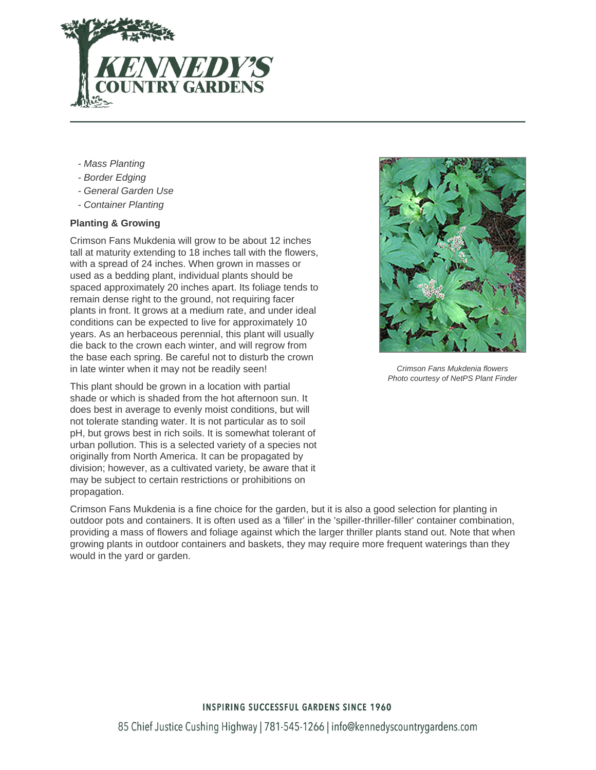- *Mass Planting*
- *Border Edging*
- *General Garden Use*
- *Container Planting*

**Planting & Growing**

Crimson Fans Mukdenia will grow to be about 12 inches tall at maturity extending to 18 inches tall with the flowers, with a spread of 24 inches. When grown in masses or used as a bedding plant, individual plants should be spaced approximately 20 inches apart. Its foliage tends to remain dense right to the ground, not requiring facer plants in front. It grows at a medium rate, and under ideal conditions can be expected to live for approximately 10 years. As an herbaceous perennial, this plant will usually die back to the crown each winter, and will regrow from the base each spring. Be careful not to disturb the crown in late winter when it may not be readily seen!

This plant should be grown in a location with partial shade or which is shaded from the hot afternoon sun. It does best in average to evenly moist conditions, but will not tolerate standing water. It is not particular as to soil pH, but grows best in rich soils. It is somewhat tolerant of urban pollution. This is a selected variety of a species not originally from North America. It can be propagated by division; however, as a cultivated variety, be aware that it may be subject to certain restrictions or prohibitions on propagation.

*Crimson Fans Mukdenia flowers*
*Photo courtesy of NetPS Plant Finder*

Crimson Fans Mukdenia is a fine choice for the garden, but it is also a good selection for planting in outdoor pots and containers. It is often used as a 'filler' in the 'spiller-thriller-filler' container combination, providing a mass of flowers and foliage against which the larger thriller plants stand out. Note that when growing plants in outdoor containers and baskets, they may require more frequent waterings than they would in the yard or garden.